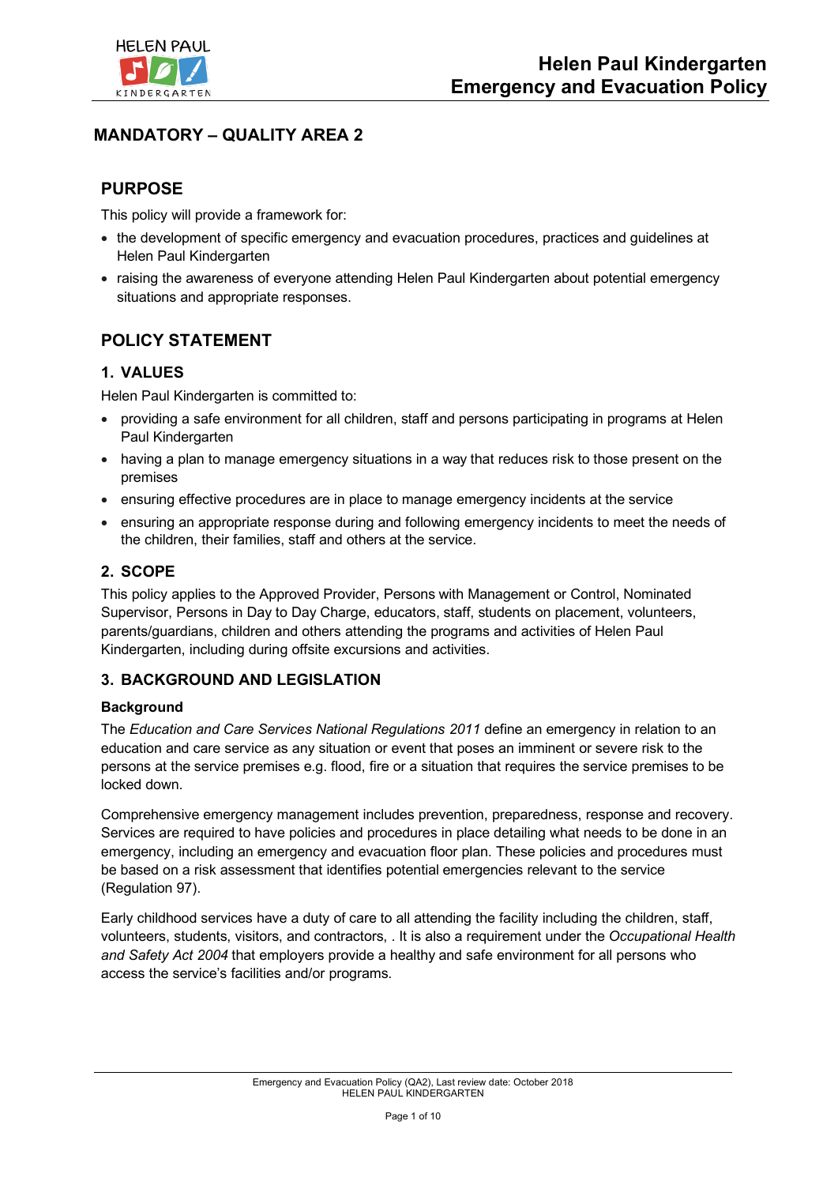# Helen Paul Kindergarten Emergency and Evacuation Policy

## MANDATORY – QUALITY AREA 2

## PURPOSE

This policy will provide a framework for:

- the development of specific emergency and evacuation procedures, practices and guidelines at Helen Paul Kindergarten
- raising the awareness of everyone attending Helen Paul Kindergarten about potential emergency situations and appropriate responses.

## POLICY STATEMENT

### 1. VALUES

Helen Paul Kindergarten is committed to:

- providing a safe environment for all children, staff and persons participating in programs at Helen Paul Kindergarten
- having a plan to manage emergency situations in a way that reduces risk to those present on the premises
- ensuring effective procedures are in place to manage emergency incidents at the service
- ensuring an appropriate response during and following emergency incidents to meet the needs of the children, their families, staff and others at the service.

### 2. SCOPE

This policy applies to the Approved Provider, Persons with Management or Control, Nominated Supervisor, Persons in Day to Day Charge, educators, staff, students on placement, volunteers, parents/guardians, children and others attending the programs and activities of Helen Paul Kindergarten, including during offsite excursions and activities.

### 3. BACKGROUND AND LEGISLATION

**Background**

The *Education and Care Services National Regulations 2011* define an emergency in relation to an education and care service as any situation or event that poses an imminent or severe risk to the persons at the service premises e.g. flood, fire or a situation that requires the service premises to be locked down.

Comprehensive emergency management includes prevention, preparedness, response and recovery. Services are required to have policies and procedures in place detailing what needs to be done in an emergency, including an emergency and evacuation floor plan. These policies and procedures must be based on a risk assessment that identifies potential emergencies relevant to the service (Regulation 97).

Early childhood services have a duty of care to all attending the facility including the children, staff, volunteers, students, visitors, and contractors, . It is also a requirement under the *Occupational Health and Safety Act 2004* that employers provide a healthy and safe environment for all persons who access the service's facilities and/or programs.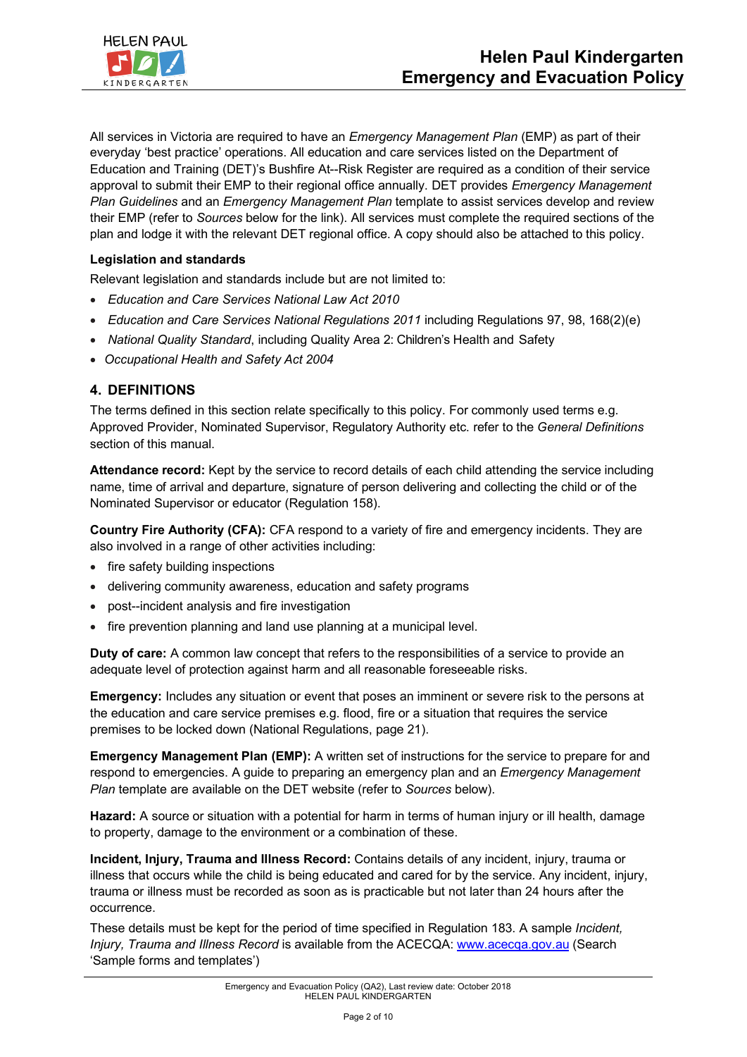All services in Victoria are required to have an *Emergency Management Plan* (EMP) as part of their everyday 'best practice' operations. All education and care services listed on the Department of Education and Training (DET)'s Bushfire At--Risk Register are required as a condition of their service approval to submit their EMP to their regional office annually. DET provides *Emergency Management Plan Guidelines* and an *Emergency Management Plan* template to assist services develop and review their EMP (refer to *Sources* below for the link). All services must complete the required sections of the plan and lodge it with the relevant DET regional office. A copy should also be attached to this policy.

**Legislation and standards**

Relevant legislation and standards include but are not limited to:

- *Education and Care Services National Law Act 2010*
- *Education and Care Services National Regulations 2011* including Regulations 97, 98, 168(2)(e)
- *National Quality Standard*, including Quality Area 2: Children's Health and Safety
- *Occupational Health and Safety Act 2004*

## 4. DEFINITIONS

The terms defined in this section relate specifically to this policy. For commonly used terms e.g. Approved Provider, Nominated Supervisor, Regulatory Authority etc. refer to the *General Definitions* section of this manual.

**Attendance record:** Kept by the service to record details of each child attending the service including name, time of arrival and departure, signature of person delivering and collecting the child or of the Nominated Supervisor or educator (Regulation 158).

**Country Fire Authority (CFA):** CFA respond to a variety of fire and emergency incidents. They are also involved in a range of other activities including:

- fire safety building inspections
- delivering community awareness, education and safety programs
- post--incident analysis and fire investigation
- fire prevention planning and land use planning at a municipal level.

**Duty of care:** A common law concept that refers to the responsibilities of a service to provide an adequate level of protection against harm and all reasonable foreseeable risks.

**Emergency:** Includes any situation or event that poses an imminent or severe risk to the persons at the education and care service premises e.g. flood, fire or a situation that requires the service premises to be locked down (National Regulations, page 21).

**Emergency Management Plan (EMP):** A written set of instructions for the service to prepare for and respond to emergencies. A guide to preparing an emergency plan and an *Emergency Management Plan* template are available on the DET website (refer to *Sources* below).

**Hazard:** A source or situation with a potential for harm in terms of human injury or ill health, damage to property, damage to the environment or a combination of these.

**Incident, Injury, Trauma and Illness Record:** Contains details of any incident, injury, trauma or illness that occurs while the child is being educated and cared for by the service. Any incident, injury, trauma or illness must be recorded as soon as is practicable but not later than 24 hours after the occurrence.

These details must be kept for the period of time specified in Regulation 183. A sample *Incident, Injury, Trauma and Illness Record* is available from the ACECQA: www.acecqa.gov.au (Search 'Sample forms and templates')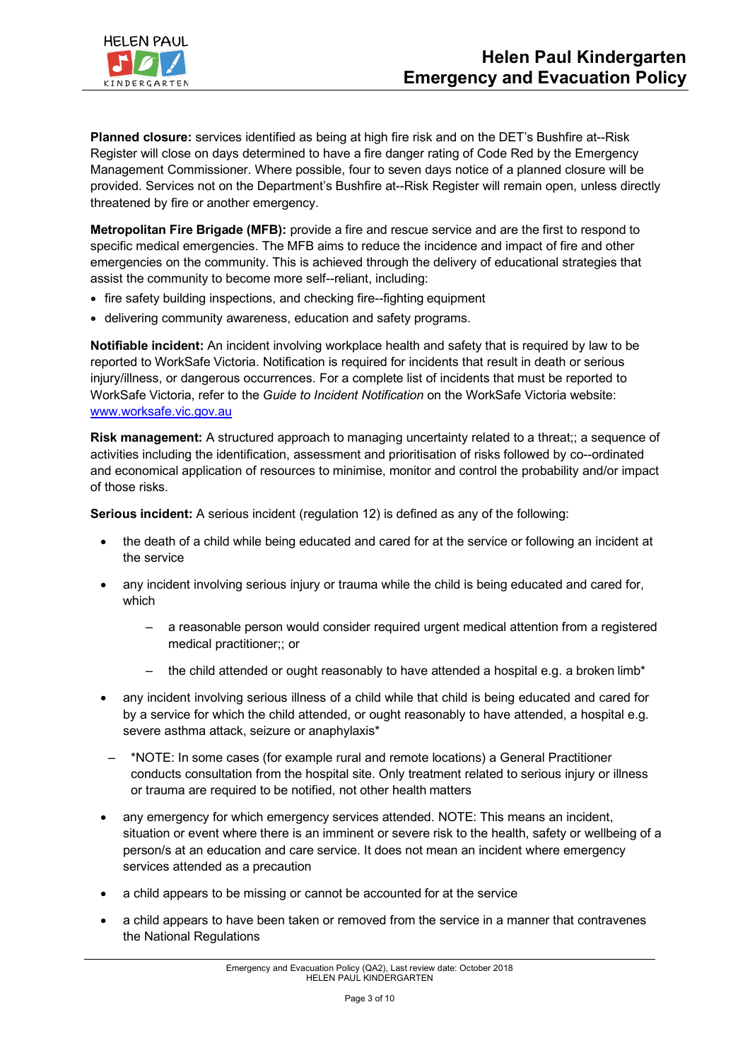**Planned closure:** services identified as being at high fire risk and on the DET's Bushfire at--Risk Register will close on days determined to have a fire danger rating of Code Red by the Emergency Management Commissioner. Where possible, four to seven days notice of a planned closure will be provided. Services not on the Department's Bushfire at--Risk Register will remain open, unless directly threatened by fire or another emergency.

**Metropolitan Fire Brigade (MFB):** provide a fire and rescue service and are the first to respond to specific medical emergencies. The MFB aims to reduce the incidence and impact of fire and other emergencies on the community. This is achieved through the delivery of educational strategies that assist the community to become more self--reliant, including:

- fire safety building inspections, and checking fire--fighting equipment
- delivering community awareness, education and safety programs.

**Notifiable incident:** An incident involving workplace health and safety that is required by law to be reported to WorkSafe Victoria. Notification is required for incidents that result in death or serious injury/illness, or dangerous occurrences. For a complete list of incidents that must be reported to WorkSafe Victoria, refer to the *Guide to Incident Notification* on the WorkSafe Victoria website: [www.worksafe.vic.gov.au](http://www.worksafe.vic.gov.au)

**Risk management:** A structured approach to managing uncertainty related to a threat;; a sequence of activities including the identification, assessment and prioritisation of risks followed by co--ordinated and economical application of resources to minimise, monitor and control the probability and/or impact of those risks.

**Serious incident:** A serious incident (regulation 12) is defined as any of the following:

- the death of a child while being educated and cared for at the service or following an incident at the service
- any incident involving serious injury or trauma while the child is being educated and cared for, which
  - a reasonable person would consider required urgent medical attention from a registered medical practitioner;; or
  - the child attended or ought reasonably to have attended a hospital e.g. a broken limb*
- any incident involving serious illness of a child while that child is being educated and cared for by a service for which the child attended, or ought reasonably to have attended, a hospital e.g. severe asthma attack, seizure or anaphylaxis*
  - *NOTE: In some cases (for example rural and remote locations) a General Practitioner conducts consultation from the hospital site. Only treatment related to serious injury or illness or trauma are required to be notified, not other health matters
- any emergency for which emergency services attended. NOTE: This means an incident, situation or event where there is an imminent or severe risk to the health, safety or wellbeing of a person/s at an education and care service. It does not mean an incident where emergency services attended as a precaution
- a child appears to be missing or cannot be accounted for at the service
- a child appears to have been taken or removed from the service in a manner that contravenes the National Regulations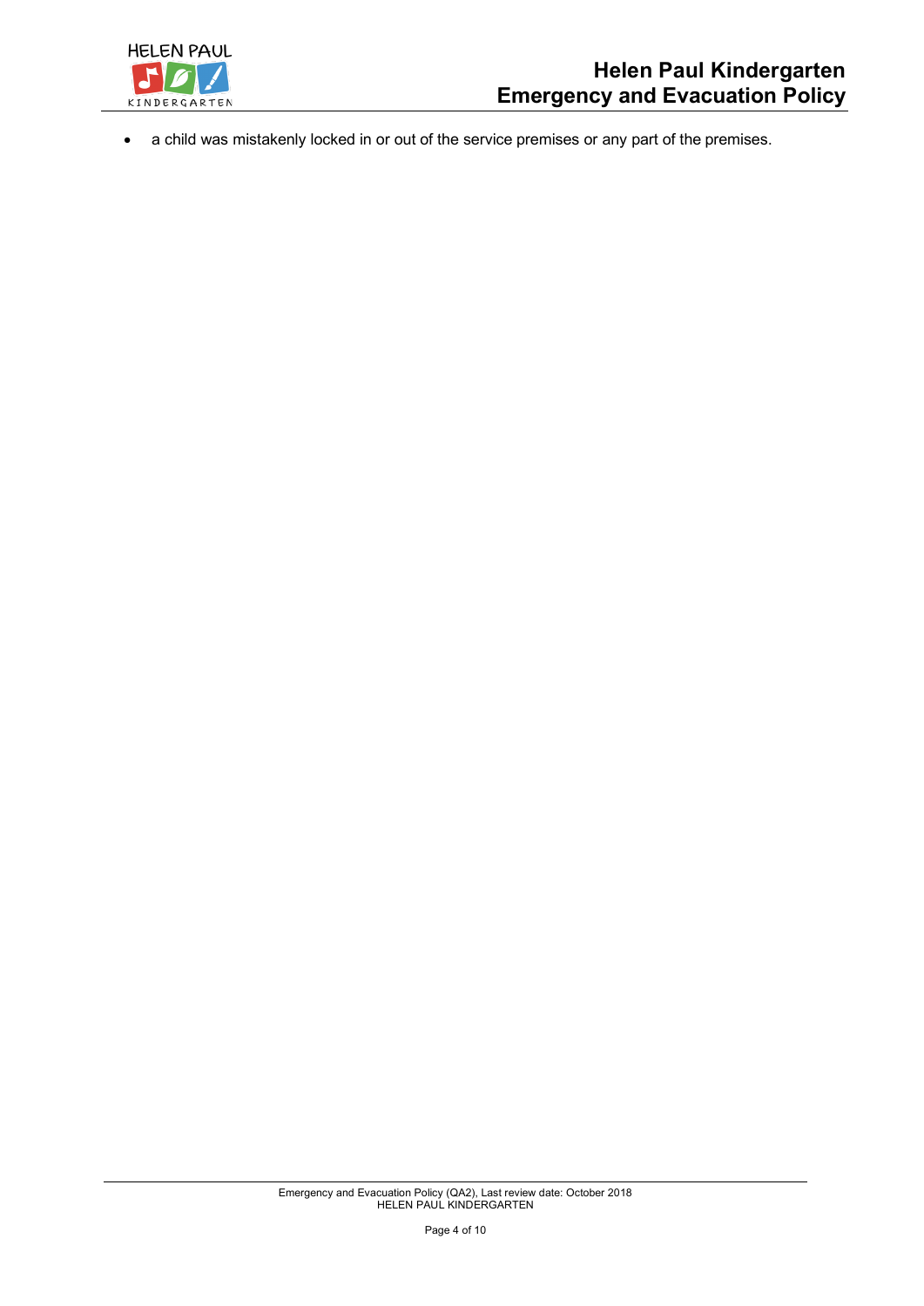- a child was mistakenly locked in or out of the service premises or any part of the premises.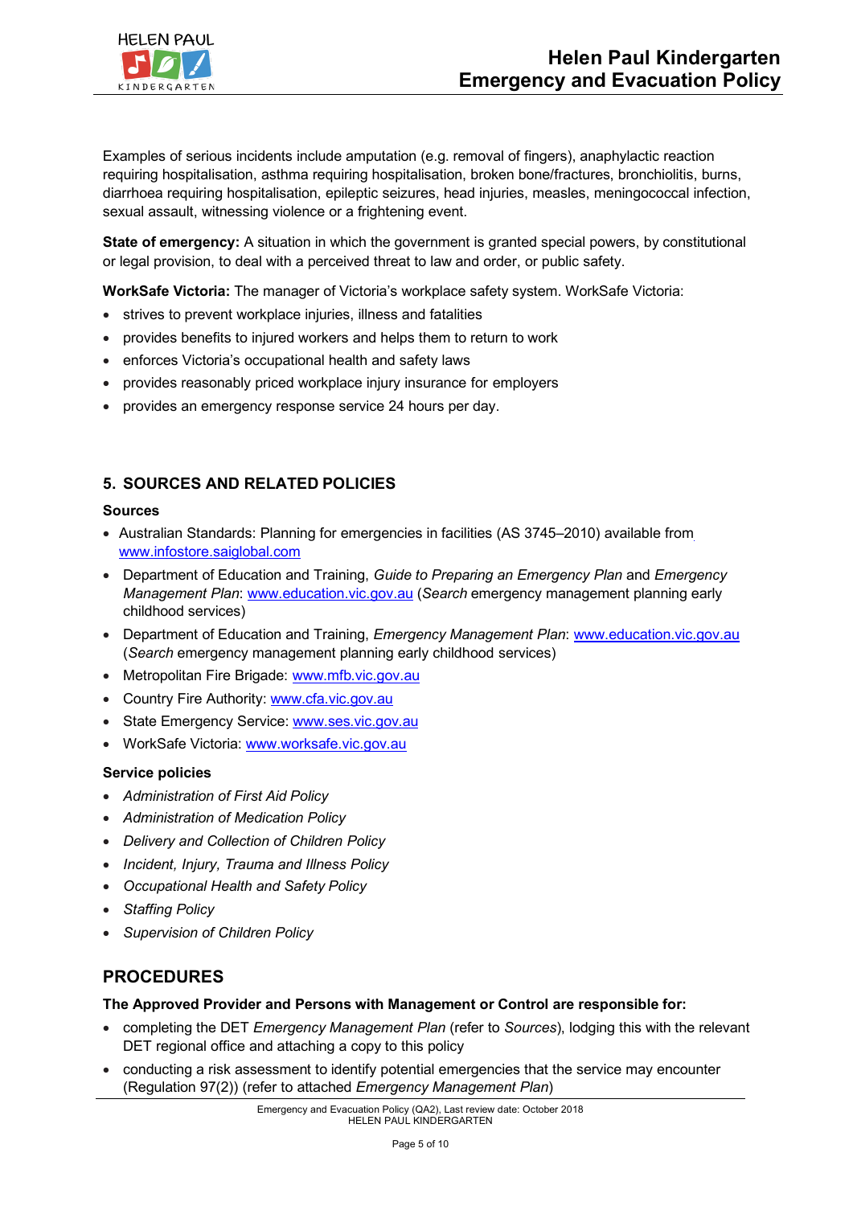Examples of serious incidents include amputation (e.g. removal of fingers), anaphylactic reaction requiring hospitalisation, asthma requiring hospitalisation, broken bone/fractures, bronchiolitis, burns, diarrhoea requiring hospitalisation, epileptic seizures, head injuries, measles, meningococcal infection, sexual assault, witnessing violence or a frightening event.

**State of emergency:** A situation in which the government is granted special powers, by constitutional or legal provision, to deal with a perceived threat to law and order, or public safety.

**WorkSafe Victoria:** The manager of Victoria's workplace safety system. WorkSafe Victoria:

- strives to prevent workplace injuries, illness and fatalities
- provides benefits to injured workers and helps them to return to work
- enforces Victoria's occupational health and safety laws
- provides reasonably priced workplace injury insurance for employers
- provides an emergency response service 24 hours per day.

## 5. SOURCES AND RELATED POLICIES

### Sources

- Australian Standards: Planning for emergencies in facilities (AS 3745–2010) available from www.infostore.saiglobal.com
- Department of Education and Training, *Guide to Preparing an Emergency Plan* and *Emergency Management Plan*: www.education.vic.gov.au (*Search* emergency management planning early childhood services)
- Department of Education and Training, *Emergency Management Plan*: www.education.vic.gov.au (*Search* emergency management planning early childhood services)
- Metropolitan Fire Brigade: www.mfb.vic.gov.au
- Country Fire Authority: www.cfa.vic.gov.au
- State Emergency Service: www.ses.vic.gov.au
- WorkSafe Victoria: www.worksafe.vic.gov.au

### Service policies

- *Administration of First Aid Policy*
- *Administration of Medication Policy*
- *Delivery and Collection of Children Policy*
- *Incident, Injury, Trauma and Illness Policy*
- *Occupational Health and Safety Policy*
- *Staffing Policy*
- *Supervision of Children Policy*

# PROCEDURES

**The Approved Provider and Persons with Management or Control are responsible for:**

- completing the DET *Emergency Management Plan* (refer to *Sources*), lodging this with the relevant DET regional office and attaching a copy to this policy
- conducting a risk assessment to identify potential emergencies that the service may encounter (Regulation 97(2)) (refer to attached *Emergency Management Plan*)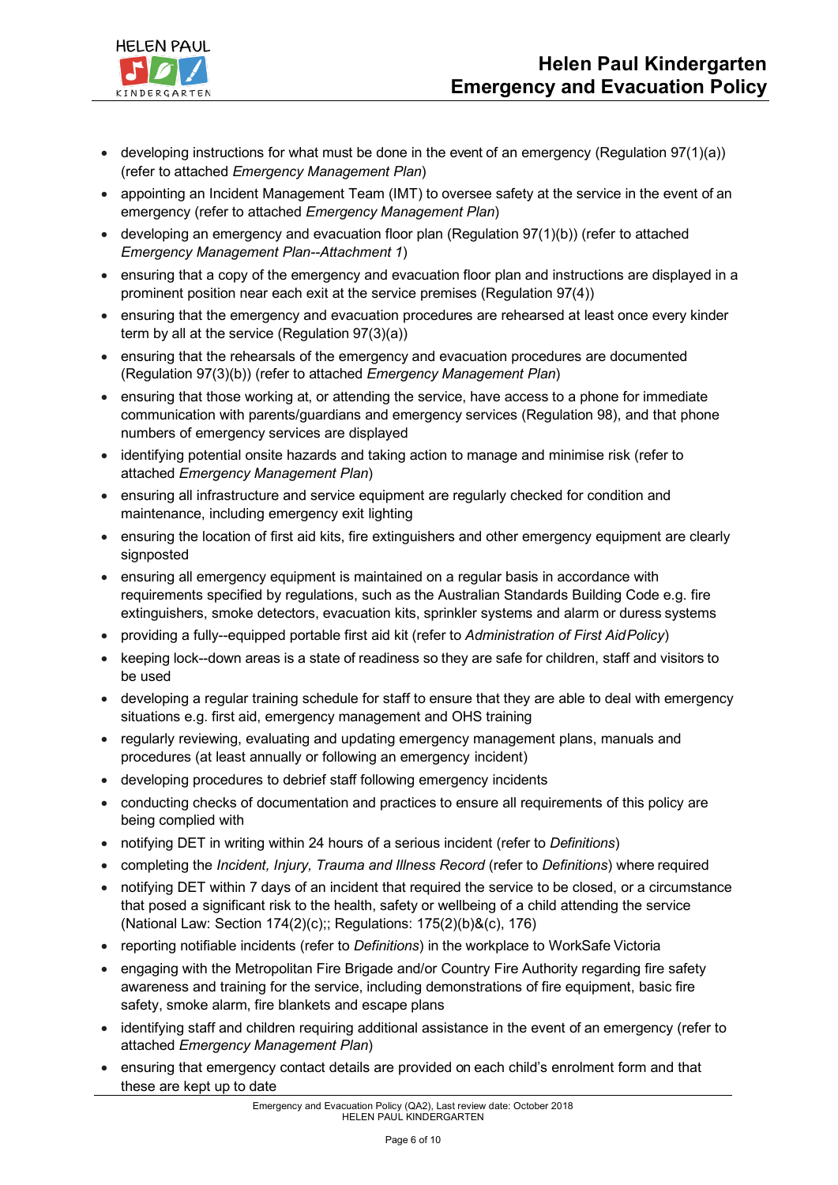- developing instructions for what must be done in the event of an emergency (Regulation 97(1)(a)) (refer to attached *Emergency Management Plan*)
- appointing an Incident Management Team (IMT) to oversee safety at the service in the event of an emergency (refer to attached *Emergency Management Plan*)
- developing an emergency and evacuation floor plan (Regulation 97(1)(b)) (refer to attached *Emergency Management Plan--Attachment 1*)
- ensuring that a copy of the emergency and evacuation floor plan and instructions are displayed in a prominent position near each exit at the service premises (Regulation 97(4))
- ensuring that the emergency and evacuation procedures are rehearsed at least once every kinder term by all at the service (Regulation 97(3)(a))
- ensuring that the rehearsals of the emergency and evacuation procedures are documented (Regulation 97(3)(b)) (refer to attached *Emergency Management Plan*)
- ensuring that those working at, or attending the service, have access to a phone for immediate communication with parents/guardians and emergency services (Regulation 98), and that phone numbers of emergency services are displayed
- identifying potential onsite hazards and taking action to manage and minimise risk (refer to attached *Emergency Management Plan*)
- ensuring all infrastructure and service equipment are regularly checked for condition and maintenance, including emergency exit lighting
- ensuring the location of first aid kits, fire extinguishers and other emergency equipment are clearly signposted
- ensuring all emergency equipment is maintained on a regular basis in accordance with requirements specified by regulations, such as the Australian Standards Building Code e.g. fire extinguishers, smoke detectors, evacuation kits, sprinkler systems and alarm or duress systems
- providing a fully--equipped portable first aid kit (refer to *Administration of First Aid Policy*)
- keeping lock--down areas is a state of readiness so they are safe for children, staff and visitors to be used
- developing a regular training schedule for staff to ensure that they are able to deal with emergency situations e.g. first aid, emergency management and OHS training
- regularly reviewing, evaluating and updating emergency management plans, manuals and procedures (at least annually or following an emergency incident)
- developing procedures to debrief staff following emergency incidents
- conducting checks of documentation and practices to ensure all requirements of this policy are being complied with
- notifying DET in writing within 24 hours of a serious incident (refer to *Definitions*)
- completing the *Incident, Injury, Trauma and Illness Record* (refer to *Definitions*) where required
- notifying DET within 7 days of an incident that required the service to be closed, or a circumstance that posed a significant risk to the health, safety or wellbeing of a child attending the service (National Law: Section 174(2)(c);; Regulations: 175(2)(b)&(c), 176)
- reporting notifiable incidents (refer to *Definitions*) in the workplace to WorkSafe Victoria
- engaging with the Metropolitan Fire Brigade and/or Country Fire Authority regarding fire safety awareness and training for the service, including demonstrations of fire equipment, basic fire safety, smoke alarm, fire blankets and escape plans
- identifying staff and children requiring additional assistance in the event of an emergency (refer to attached *Emergency Management Plan*)
- ensuring that emergency contact details are provided on each child's enrolment form and that these are kept up to date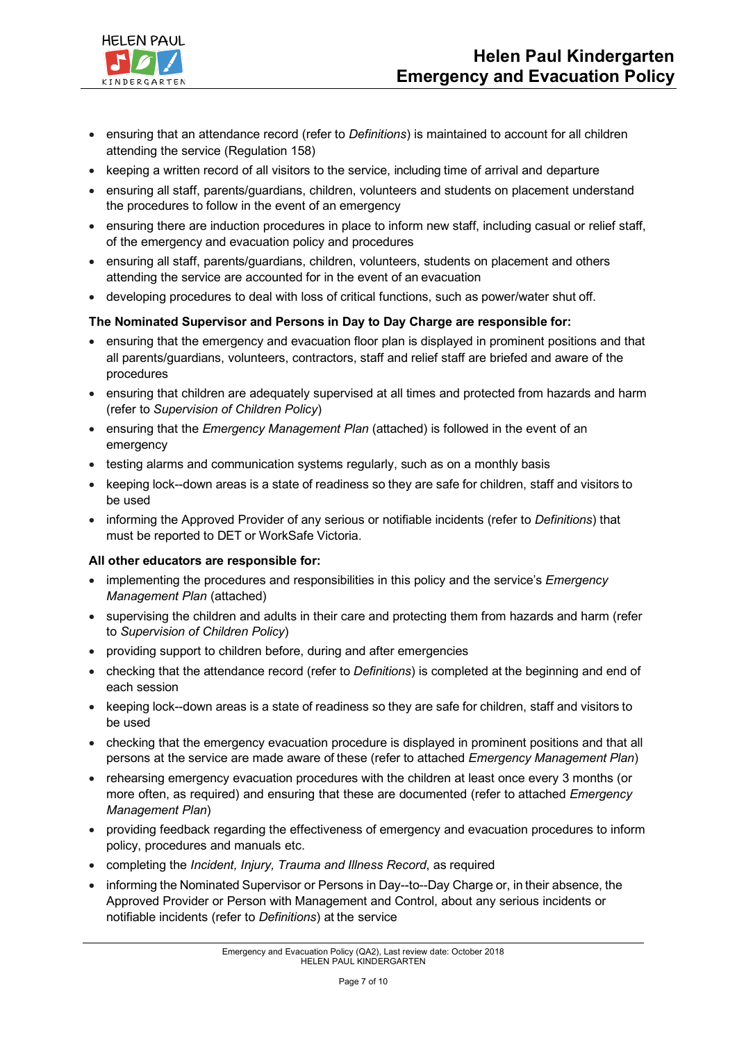- ensuring that an attendance record (refer to *Definitions*) is maintained to account for all children attending the service (Regulation 158)
- keeping a written record of all visitors to the service, including time of arrival and departure
- ensuring all staff, parents/guardians, children, volunteers and students on placement understand the procedures to follow in the event of an emergency
- ensuring there are induction procedures in place to inform new staff, including casual or relief staff, of the emergency and evacuation policy and procedures
- ensuring all staff, parents/guardians, children, volunteers, students on placement and others attending the service are accounted for in the event of an evacuation
- developing procedures to deal with loss of critical functions, such as power/water shut off.

**The Nominated Supervisor and Persons in Day to Day Charge are responsible for:**

- ensuring that the emergency and evacuation floor plan is displayed in prominent positions and that all parents/guardians, volunteers, contractors, staff and relief staff are briefed and aware of the procedures
- ensuring that children are adequately supervised at all times and protected from hazards and harm (refer to *Supervision of Children Policy*)
- ensuring that the *Emergency Management Plan* (attached) is followed in the event of an emergency
- testing alarms and communication systems regularly, such as on a monthly basis
- keeping lock--down areas is a state of readiness so they are safe for children, staff and visitors to be used
- informing the Approved Provider of any serious or notifiable incidents (refer to *Definitions*) that must be reported to DET or WorkSafe Victoria.

**All other educators are responsible for:**

- implementing the procedures and responsibilities in this policy and the service's *Emergency Management Plan* (attached)
- supervising the children and adults in their care and protecting them from hazards and harm (refer to *Supervision of Children Policy*)
- providing support to children before, during and after emergencies
- checking that the attendance record (refer to *Definitions*) is completed at the beginning and end of each session
- keeping lock--down areas is a state of readiness so they are safe for children, staff and visitors to be used
- checking that the emergency evacuation procedure is displayed in prominent positions and that all persons at the service are made aware of these (refer to attached *Emergency Management Plan*)
- rehearsing emergency evacuation procedures with the children at least once every 3 months (or more often, as required) and ensuring that these are documented (refer to attached *Emergency Management Plan*)
- providing feedback regarding the effectiveness of emergency and evacuation procedures to inform policy, procedures and manuals etc.
- completing the *Incident, Injury, Trauma and Illness Record*, as required
- informing the Nominated Supervisor or Persons in Day--to--Day Charge or, in their absence, the Approved Provider or Person with Management and Control, about any serious incidents or notifiable incidents (refer to *Definitions*) at the service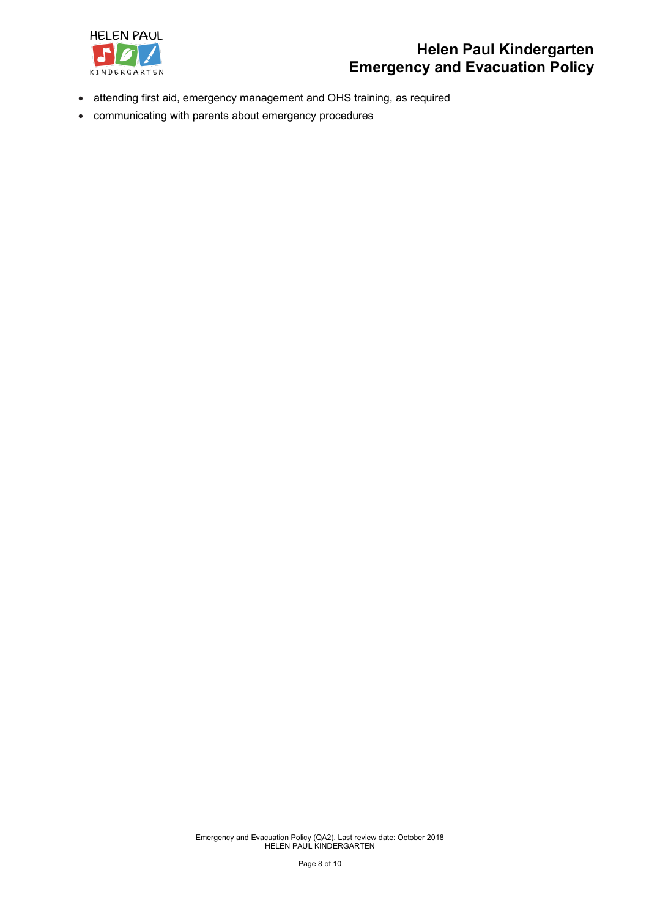- attending first aid, emergency management and OHS training, as required
- communicating with parents about emergency procedures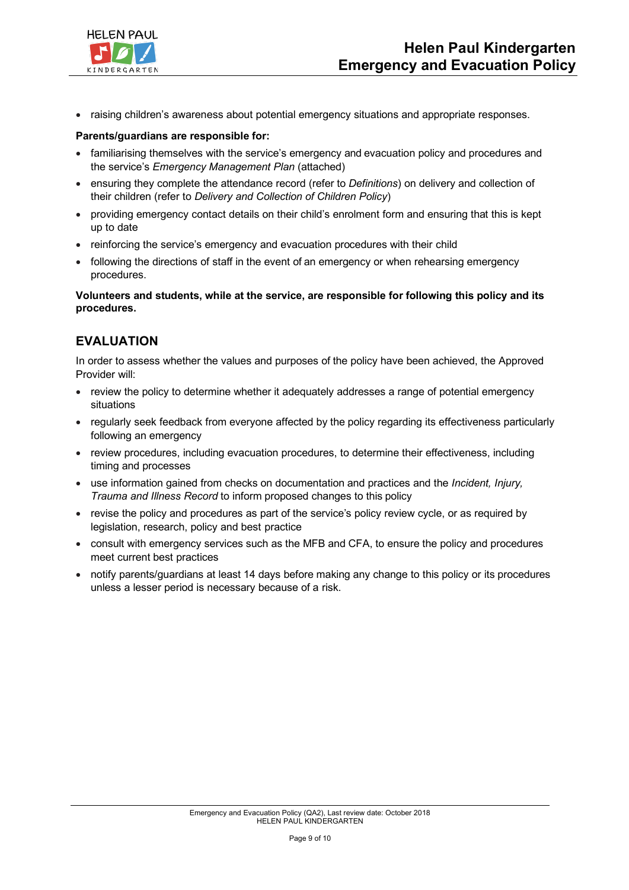- raising children's awareness about potential emergency situations and appropriate responses.

**Parents/guardians are responsible for:**

- familiarising themselves with the service's emergency and evacuation policy and procedures and the service's *Emergency Management Plan* (attached)
- ensuring they complete the attendance record (refer to *Definitions*) on delivery and collection of their children (refer to *Delivery and Collection of Children Policy*)
- providing emergency contact details on their child's enrolment form and ensuring that this is kept up to date
- reinforcing the service's emergency and evacuation procedures with their child
- following the directions of staff in the event of an emergency or when rehearsing emergency procedures.

**Volunteers and students, while at the service, are responsible for following this policy and its procedures.**

## EVALUATION

In order to assess whether the values and purposes of the policy have been achieved, the Approved Provider will:

- review the policy to determine whether it adequately addresses a range of potential emergency situations
- regularly seek feedback from everyone affected by the policy regarding its effectiveness particularly following an emergency
- review procedures, including evacuation procedures, to determine their effectiveness, including timing and processes
- use information gained from checks on documentation and practices and the *Incident, Injury, Trauma and Illness Record* to inform proposed changes to this policy
- revise the policy and procedures as part of the service's policy review cycle, or as required by legislation, research, policy and best practice
- consult with emergency services such as the MFB and CFA, to ensure the policy and procedures meet current best practices
- notify parents/guardians at least 14 days before making any change to this policy or its procedures unless a lesser period is necessary because of a risk.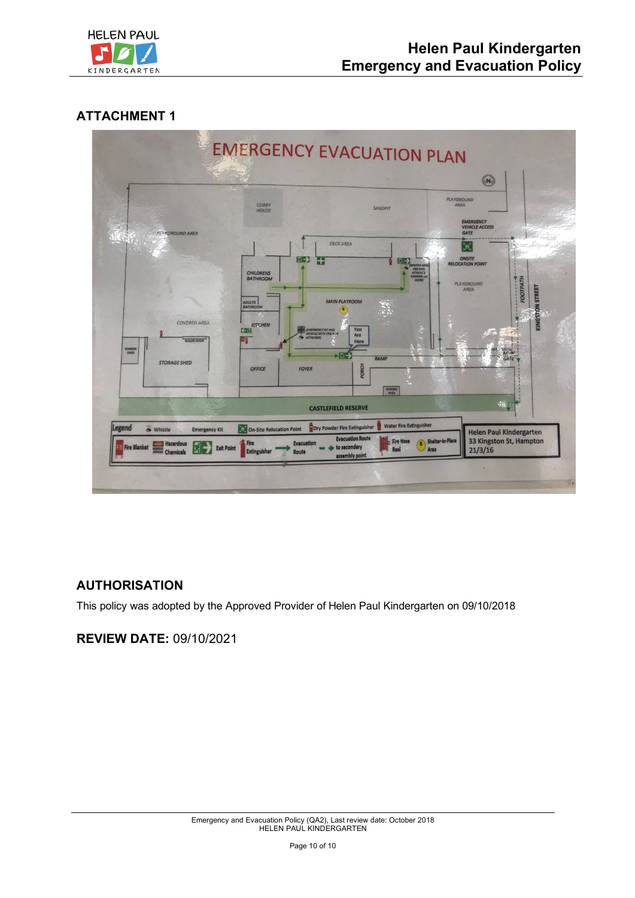## ATTACHMENT 1

EMERGENCY EVACUATION PLAN

PLAYGROUND AREA
CUBBY HOUSE
SANDPIT
PLAYGROUND AREA
EMERGENCY VEHICLE ACCESS GATE
DECK AREA
ONSITE RELOCATION POINT
CHILDRENS BATHROOM
PLAYGROUND AREA
ADULTS BATHROOM
MAIN PLAYROOM
FOOTPATH
KINGSTON STREET
COVERED AREA
KITCHEN
EMERGENCY KIT AND WHISTLE WITH FIRE KIT ATTACHED
You Are Here
ROLLER DOOR
GARDEN SHED
STORAGE SHED
RAMP
MAIN GATE
OFFICE
FOYER
PORCH
GARDEN SHED
CASTLEFIELD RESERVE

Legend
Whistle
Emergency Kit
On-Site Relocation Point
Dry Powder Fire Extinguisher
Water Fire Extinguisher
Fire Blanket
Hazardous Chemicals
Exit Point
Fire Extinguisher
Evacuation Route
Evacuation Route to secondary assembly point
Fire Hose Reel
Shelter-in-Place Area

Helen Paul Kindergarten
33 Kingston St, Hampton
21/3/16

## AUTHORISATION

This policy was adopted by the Approved Provider of Helen Paul Kindergarten on 09/10/2018

**REVIEW DATE:** 09/10/2021